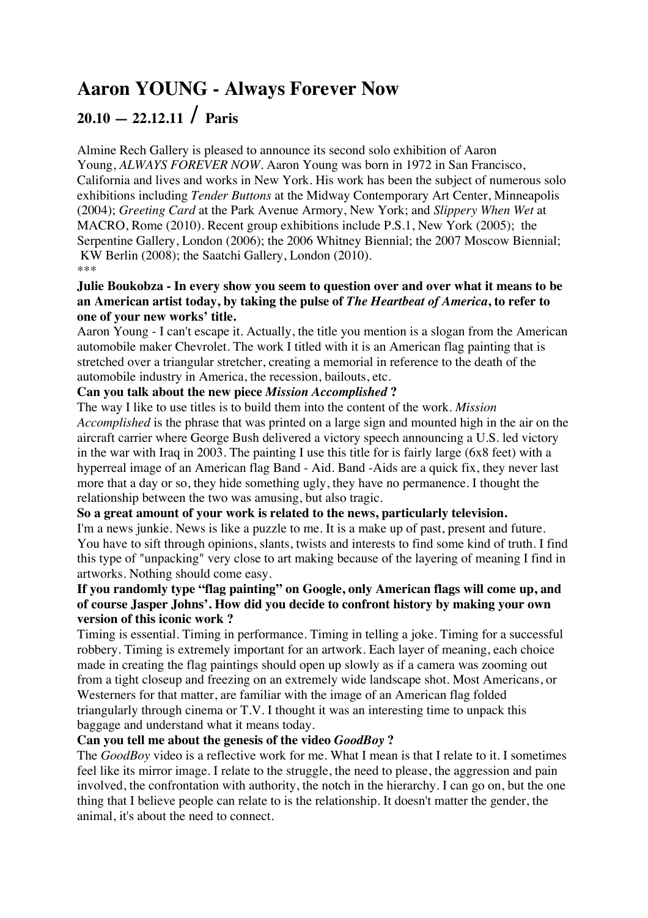# Aaron YOUNG - Always Forever Now

## 20.10 — 22.12.11 / Paris

Almine Rech Gallery is pleased to announce its second solo exhibition of Aaron Young, *ALWAYS FOREVER NOW*. Aaron Young was born in 1972 in San Francisco, California and lives and works in New York. His work has been the subject of numerous solo exhibitions including *Tender Buttons* at the Midway Contemporary Art Center, Minneapolis (2004); *Greeting Card* at the Park Avenue Armory, New York; and *Slippery When Wet* at MACRO, Rome (2010). Recent group exhibitions include P.S.1, New York (2005); the Serpentine Gallery, London (2006); the 2006 Whitney Biennial; the 2007 Moscow Biennial; KW Berlin (2008); the Saatchi Gallery, London (2010).

***

**Julie Boukobza - In every show you seem to question over and over what it means to be an American artist today, by taking the pulse of *The Heartbeat of America*, to refer to one of your new works' title.**

Aaron Young - I can't escape it. Actually, the title you mention is a slogan from the American automobile maker Chevrolet. The work I titled with it is an American flag painting that is stretched over a triangular stretcher, creating a memorial in reference to the death of the automobile industry in America, the recession, bailouts, etc.

**Can you talk about the new piece *Mission Accomplished* ?**

The way I like to use titles is to build them into the content of the work. *Mission Accomplished* is the phrase that was printed on a large sign and mounted high in the air on the aircraft carrier where George Bush delivered a victory speech announcing a U.S. led victory in the war with Iraq in 2003. The painting I use this title for is fairly large (6x8 feet) with a hyperreal image of an American flag Band - Aid. Band -Aids are a quick fix, they never last more that a day or so, they hide something ugly, they have no permanence. I thought the relationship between the two was amusing, but also tragic.

**So a great amount of your work is related to the news, particularly television.**

I'm a news junkie. News is like a puzzle to me. It is a make up of past, present and future. You have to sift through opinions, slants, twists and interests to find some kind of truth. I find this type of "unpacking" very close to art making because of the layering of meaning I find in artworks. Nothing should come easy.

**If you randomly type "flag painting" on Google, only American flags will come up, and of course Jasper Johns'. How did you decide to confront history by making your own version of this iconic work ?**

Timing is essential. Timing in performance. Timing in telling a joke. Timing for a successful robbery. Timing is extremely important for an artwork. Each layer of meaning, each choice made in creating the flag paintings should open up slowly as if a camera was zooming out from a tight closeup and freezing on an extremely wide landscape shot. Most Americans, or Westerners for that matter, are familiar with the image of an American flag folded triangularly through cinema or T.V. I thought it was an interesting time to unpack this baggage and understand what it means today.

**Can you tell me about the genesis of the video *GoodBoy* ?**

The *GoodBoy* video is a reflective work for me. What I mean is that I relate to it. I sometimes feel like its mirror image. I relate to the struggle, the need to please, the aggression and pain involved, the confrontation with authority, the notch in the hierarchy. I can go on, but the one thing that I believe people can relate to is the relationship. It doesn't matter the gender, the animal, it's about the need to connect.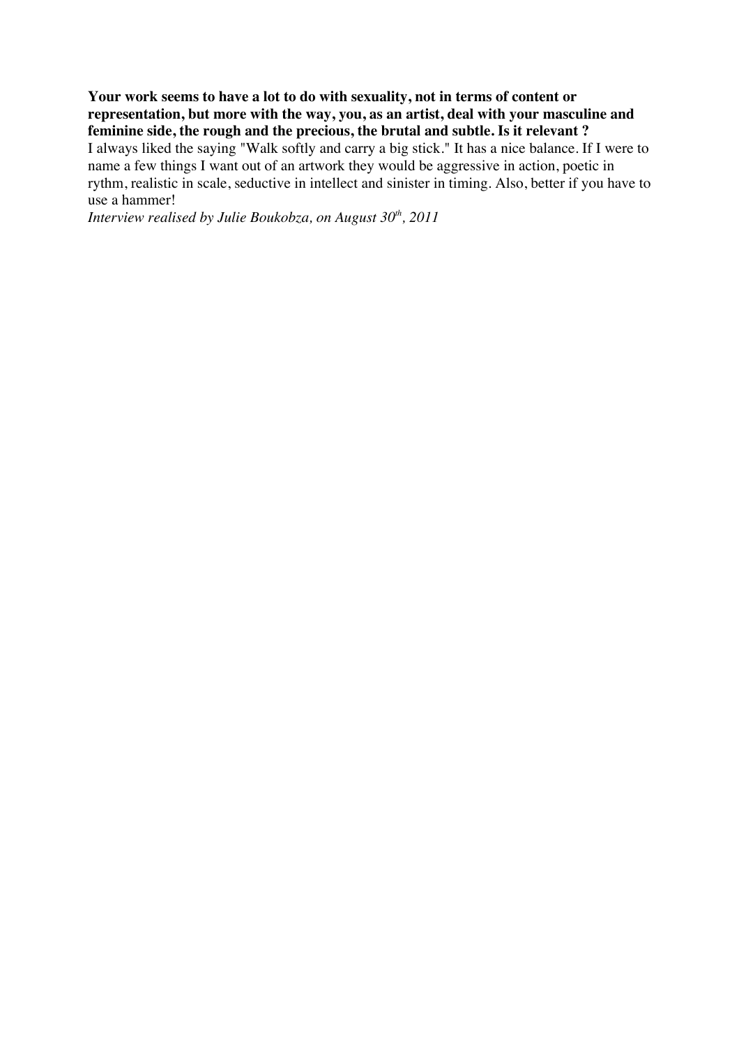**Your work seems to have a lot to do with sexuality, not in terms of content or representation, but more with the way, you, as an artist, deal with your masculine and feminine side, the rough and the precious, the brutal and subtle. Is it relevant ?**

I always liked the saying "Walk softly and carry a big stick." It has a nice balance. If I were to name a few things I want out of an artwork they would be aggressive in action, poetic in rythm, realistic in scale, seductive in intellect and sinister in timing. Also, better if you have to use a hammer!

*Interview realised by Julie Boukobza, on August 30th, 2011*